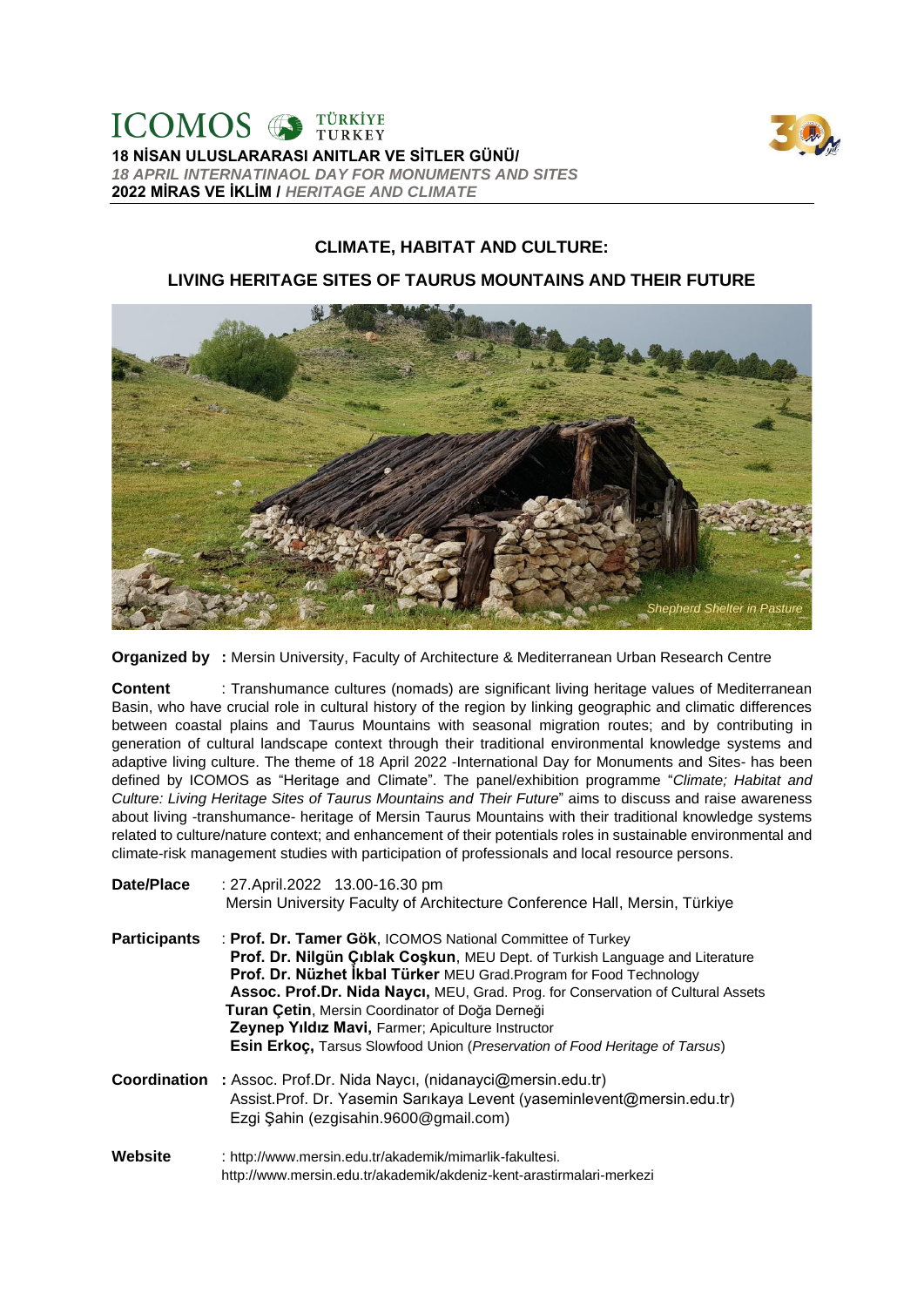ICOMOS TÜRKİYE TURKEY

**18 NİSAN ULUSLARARASI ANITLAR VE SİTLER GÜNÜ/**
*18 APRIL INTERNATINAOL DAY FOR MONUMENTS AND SITES*
**2022 MİRAS VE İKLİM /** *HERITAGE AND CLIMATE*

## CLIMATE, HABITAT AND CULTURE:

## LIVING HERITAGE SITES OF TAURUS MOUNTAINS AND THEIR FUTURE

*Shepherd Shelter in Pasture*

**Organized by :** Mersin University, Faculty of Architecture & Mediterranean Urban Research Centre

**Content** : Transhumance cultures (nomads) are significant living heritage values of Mediterranean Basin, who have crucial role in cultural history of the region by linking geographic and climatic differences between coastal plains and Taurus Mountains with seasonal migration routes; and by contributing in generation of cultural landscape context through their traditional environmental knowledge systems and adaptive living culture. The theme of 18 April 2022 -International Day for Monuments and Sites- has been defined by ICOMOS as "Heritage and Climate". The panel/exhibition programme "*Climate; Habitat and Culture: Living Heritage Sites of Taurus Mountains and Their Future*" aims to discuss and raise awareness about living -transhumance- heritage of Mersin Taurus Mountains with their traditional knowledge systems related to culture/nature context; and enhancement of their potentials roles in sustainable environmental and climate-risk management studies with participation of professionals and local resource persons.

**Date/Place** : 27.April.2022 13.00-16.30 pm
Mersin University Faculty of Architecture Conference Hall, Mersin, Türkiye

**Participants** : **Prof. Dr. Tamer Gök**, ICOMOS National Committee of Turkey
**Prof. Dr. Nilgün Çıblak Coşkun**, MEU Dept. of Turkish Language and Literature
**Prof. Dr. Nüzhet İkbal Türker** MEU Grad.Program for Food Technology
**Assoc. Prof.Dr. Nida Naycı,** MEU, Grad. Prog. for Conservation of Cultural Assets
**Turan Çetin**, Mersin Coordinator of Doğa Derneği
**Zeynep Yıldız Mavi,** Farmer; Apiculture Instructor
**Esin Erkoç,** Tarsus Slowfood Union (*Preservation of Food Heritage of Tarsus*)

**Coordination :** Assoc. Prof.Dr. Nida Naycı, (nidanayci@mersin.edu.tr)
Assist.Prof. Dr. Yasemin Sarıkaya Levent (yaseminlevent@mersin.edu.tr)
Ezgi Şahin (ezgisahin.9600@gmail.com)

**Website** : http://www.mersin.edu.tr/akademik/mimarlik-fakultesi.
http://www.mersin.edu.tr/akademik/akdeniz-kent-arastirmalari-merkezi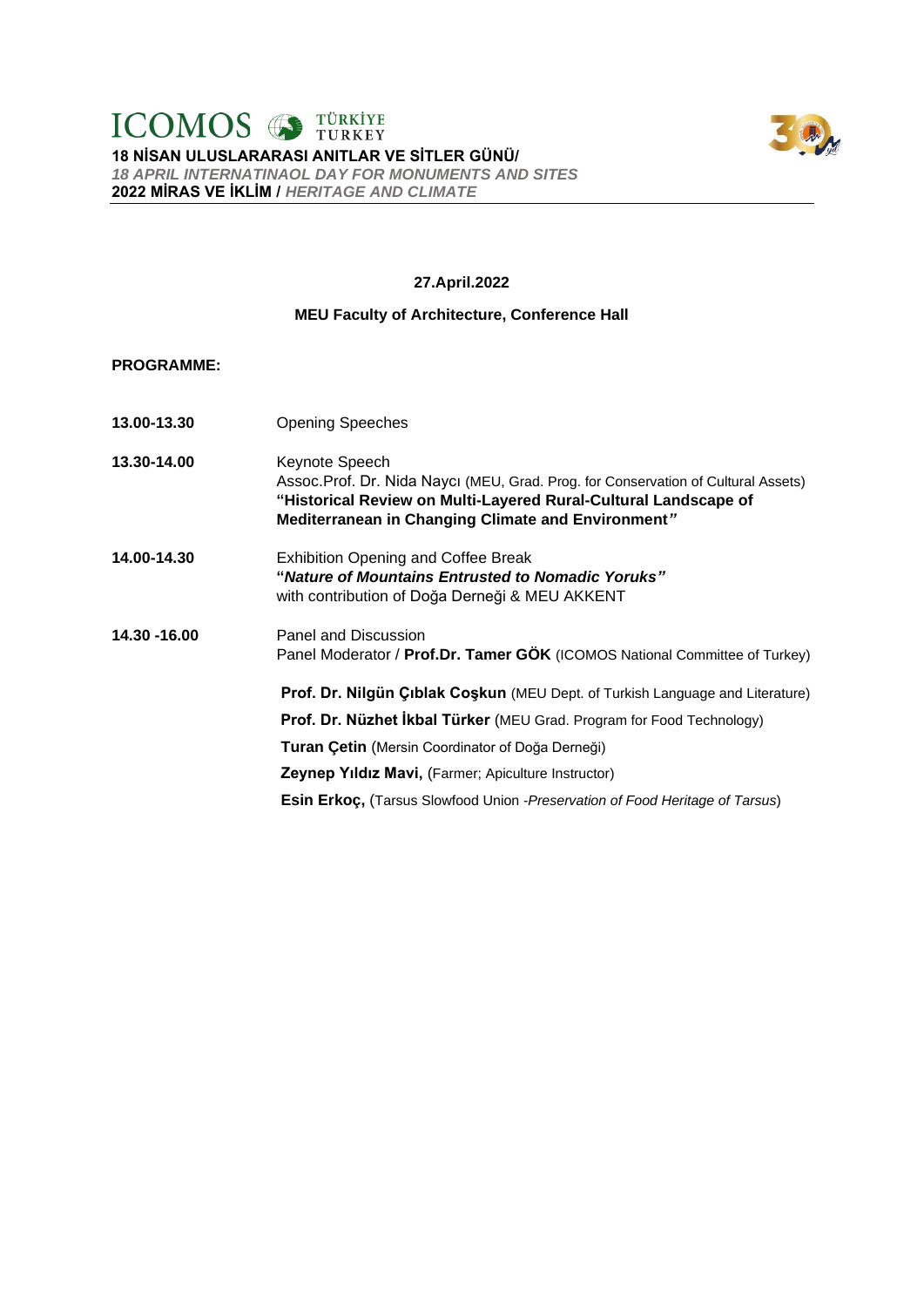ICOMOS TÜRKİYE TURKEY

**18 NİSAN ULUSLARARASI ANITLAR VE SİTLER GÜNÜ/**
***18 APRIL INTERNATINAOL DAY FOR MONUMENTS AND SITES***
**2022 MİRAS VE İKLİM /** ***HERITAGE AND CLIMATE***

**27.April.2022**

**MEU Faculty of Architecture, Conference Hall**

**PROGRAMME:**

| | |
|---|---|
| **13.00-13.30** | Opening Speeches |
| **13.30-14.00** | Keynote Speech<br>Assoc.Prof. Dr. Nida Naycı (MEU, Grad. Prog. for Conservation of Cultural Assets)<br>**"Historical Review on Multi-Layered Rural-Cultural Landscape of Mediterranean in Changing Climate and Environment"** |
| **14.00-14.30** | Exhibition Opening and Coffee Break<br>**"*Nature of Mountains Entrusted to Nomadic Yoruks*"**<br>with contribution of Doğa Derneği & MEU AKKENT |
| **14.30 -16.00** | Panel and Discussion<br>Panel Moderator / **Prof.Dr. Tamer GÖK** (ICOMOS National Committee of Turkey)<br>**Prof. Dr. Nilgün Çıblak Coşkun** (MEU Dept. of Turkish Language and Literature)<br>**Prof. Dr. Nüzhet İkbal Türker** (MEU Grad. Program for Food Technology)<br>**Turan Çetin** (Mersin Coordinator of Doğa Derneği)<br>**Zeynep Yıldız Mavi,** (Farmer; Apiculture Instructor)<br>**Esin Erkoç,** (Tarsus Slowfood Union -*Preservation of Food Heritage of Tarsus*) |